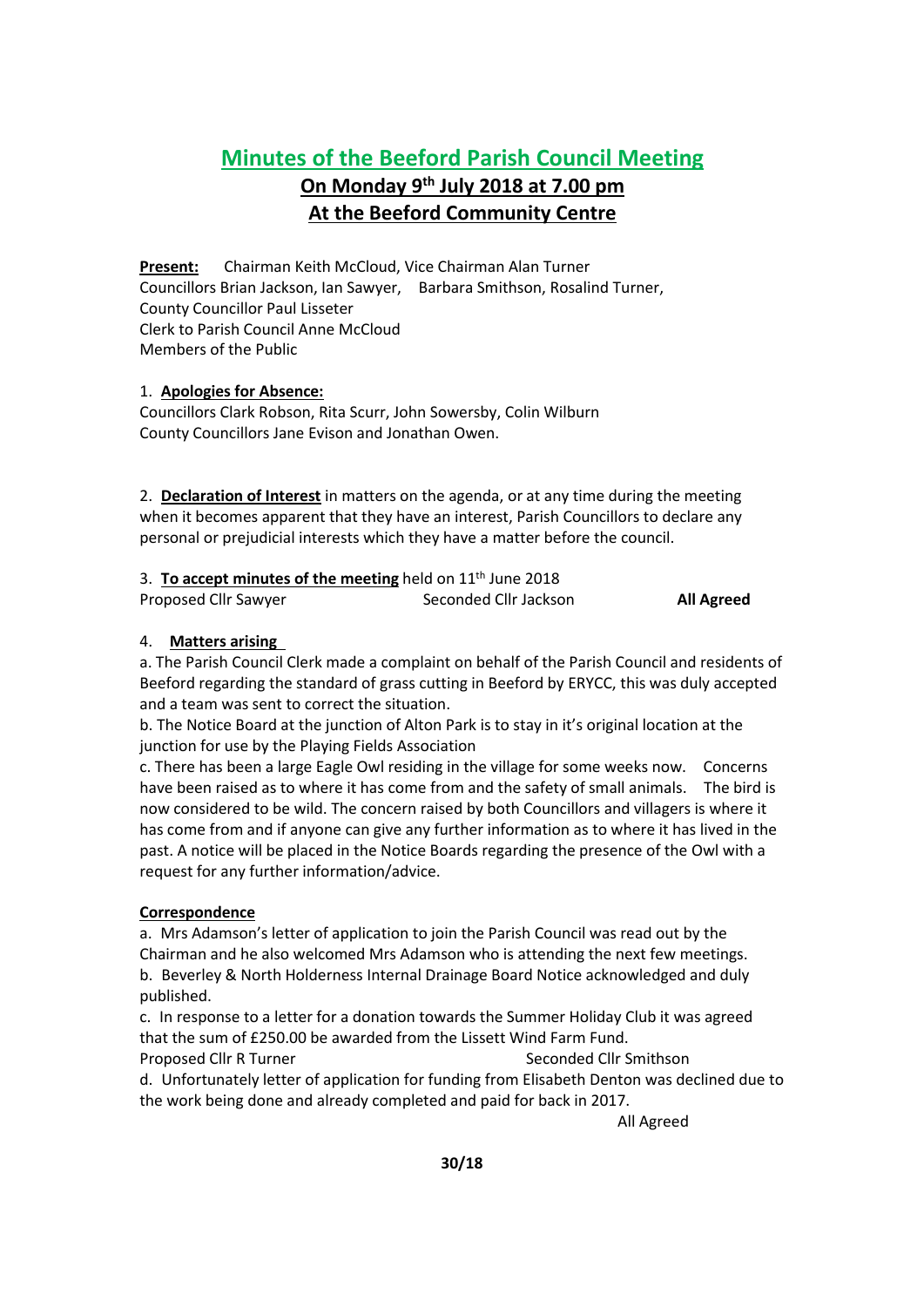# Minutes of the Beeford Parish Council Meeting

## On Monday 9th July 2018 at 7.00 pm

## At the Beeford Community Centre

**Present:** Chairman Keith McCloud, Vice Chairman Alan Turner
Councillors Brian Jackson, Ian Sawyer, Barbara Smithson, Rosalind Turner,
County Councillor Paul Lisseter
Clerk to Parish Council Anne McCloud
Members of the Public

1. **Apologies for Absence:**
Councillors Clark Robson, Rita Scurr, John Sowersby, Colin Wilburn
County Councillors Jane Evison and Jonathan Owen.

2. **Declaration of Interest** in matters on the agenda, or at any time during the meeting when it becomes apparent that they have an interest, Parish Councillors to declare any personal or prejudicial interests which they have a matter before the council.

3. **To accept minutes of the meeting** held on 11th June 2018
Proposed Cllr Sawyer  Seconded Cllr Jackson  **All Agreed**

4. **Matters arising**

a. The Parish Council Clerk made a complaint on behalf of the Parish Council and residents of Beeford regarding the standard of grass cutting in Beeford by ERYCC, this was duly accepted and a team was sent to correct the situation.

b. The Notice Board at the junction of Alton Park is to stay in it's original location at the junction for use by the Playing Fields Association

c. There has been a large Eagle Owl residing in the village for some weeks now. Concerns have been raised as to where it has come from and the safety of small animals. The bird is now considered to be wild. The concern raised by both Councillors and villagers is where it has come from and if anyone can give any further information as to where it has lived in the past. A notice will be placed in the Notice Boards regarding the presence of the Owl with a request for any further information/advice.

**Correspondence**

a. Mrs Adamson's letter of application to join the Parish Council was read out by the Chairman and he also welcomed Mrs Adamson who is attending the next few meetings.

b. Beverley & North Holderness Internal Drainage Board Notice acknowledged and duly published.

c. In response to a letter for a donation towards the Summer Holiday Club it was agreed that the sum of £250.00 be awarded from the Lissett Wind Farm Fund.
Proposed Cllr R Turner  Seconded Cllr Smithson

d. Unfortunately letter of application for funding from Elisabeth Denton was declined due to the work being done and already completed and paid for back in 2017.

All Agreed

30/18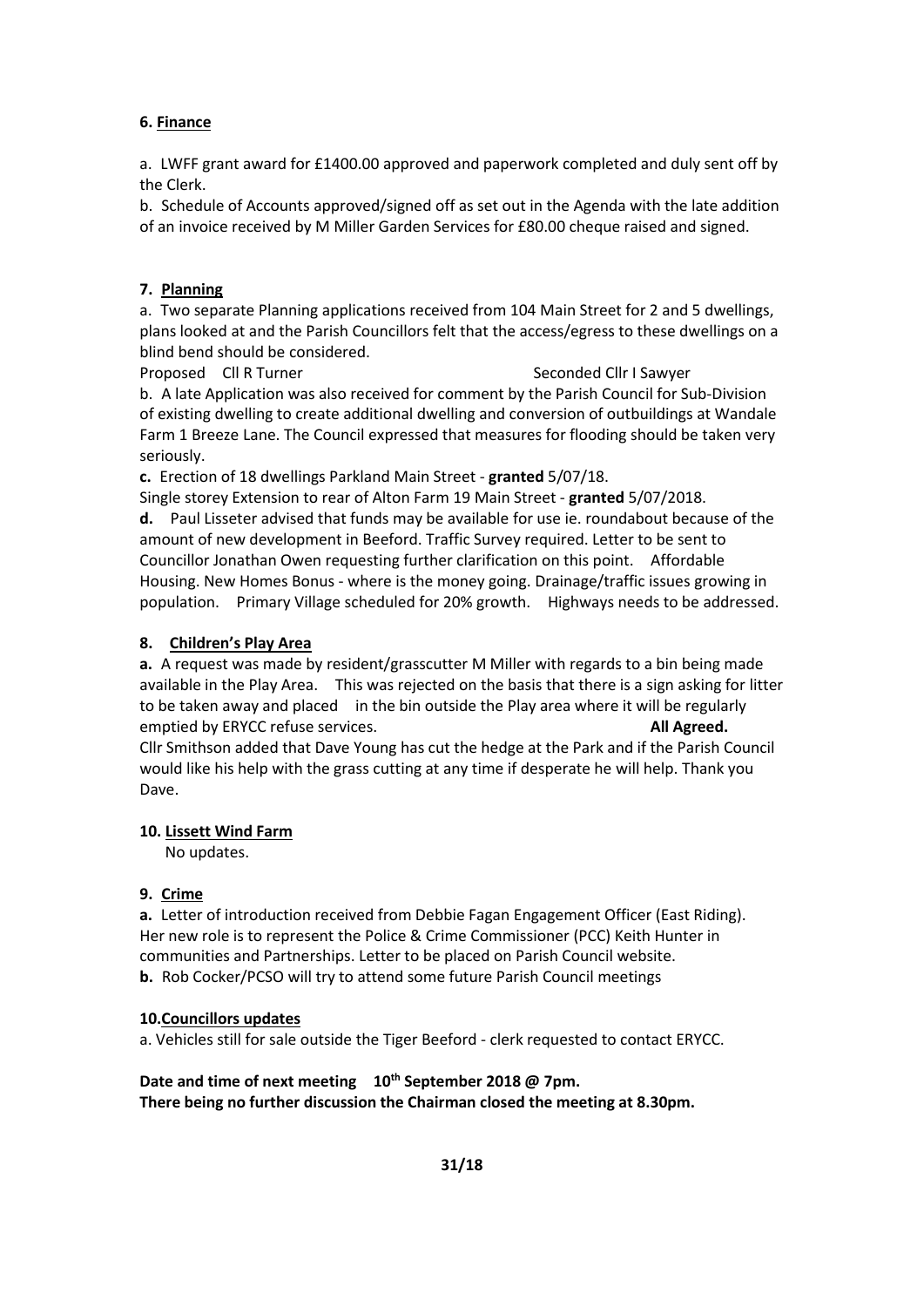**6. Finance**

a. LWFF grant award for £1400.00 approved and paperwork completed and duly sent off by the Clerk.

b. Schedule of Accounts approved/signed off as set out in the Agenda with the late addition of an invoice received by M Miller Garden Services for £80.00 cheque raised and signed.

**7. Planning**

a. Two separate Planning applications received from 104 Main Street for 2 and 5 dwellings, plans looked at and the Parish Councillors felt that the access/egress to these dwellings on a blind bend should be considered.

Proposed Cll R Turner Seconded Cllr I Sawyer

b. A late Application was also received for comment by the Parish Council for Sub-Division of existing dwelling to create additional dwelling and conversion of outbuildings at Wandale Farm 1 Breeze Lane. The Council expressed that measures for flooding should be taken very seriously.

**c.** Erection of 18 dwellings Parkland Main Street - **granted** 5/07/18.

Single storey Extension to rear of Alton Farm 19 Main Street - **granted** 5/07/2018.

**d.** Paul Lisseter advised that funds may be available for use ie. roundabout because of the amount of new development in Beeford. Traffic Survey required. Letter to be sent to Councillor Jonathan Owen requesting further clarification on this point. Affordable Housing. New Homes Bonus - where is the money going. Drainage/traffic issues growing in population. Primary Village scheduled for 20% growth. Highways needs to be addressed.

**8. Children's Play Area**

**a.** A request was made by resident/grasscutter M Miller with regards to a bin being made available in the Play Area. This was rejected on the basis that there is a sign asking for litter to be taken away and placed in the bin outside the Play area where it will be regularly emptied by ERYCC refuse services. **All Agreed.**

Cllr Smithson added that Dave Young has cut the hedge at the Park and if the Parish Council would like his help with the grass cutting at any time if desperate he will help. Thank you Dave.

**10. Lissett Wind Farm**

No updates.

**9. Crime**

**a.** Letter of introduction received from Debbie Fagan Engagement Officer (East Riding). Her new role is to represent the Police & Crime Commissioner (PCC) Keith Hunter in communities and Partnerships. Letter to be placed on Parish Council website.

**b.** Rob Cocker/PCSO will try to attend some future Parish Council meetings

**10. Councillors updates**

a. Vehicles still for sale outside the Tiger Beeford - clerk requested to contact ERYCC.

**Date and time of next meeting 10th September 2018 @ 7pm.**

**There being no further discussion the Chairman closed the meeting at 8.30pm.**

**31/18**